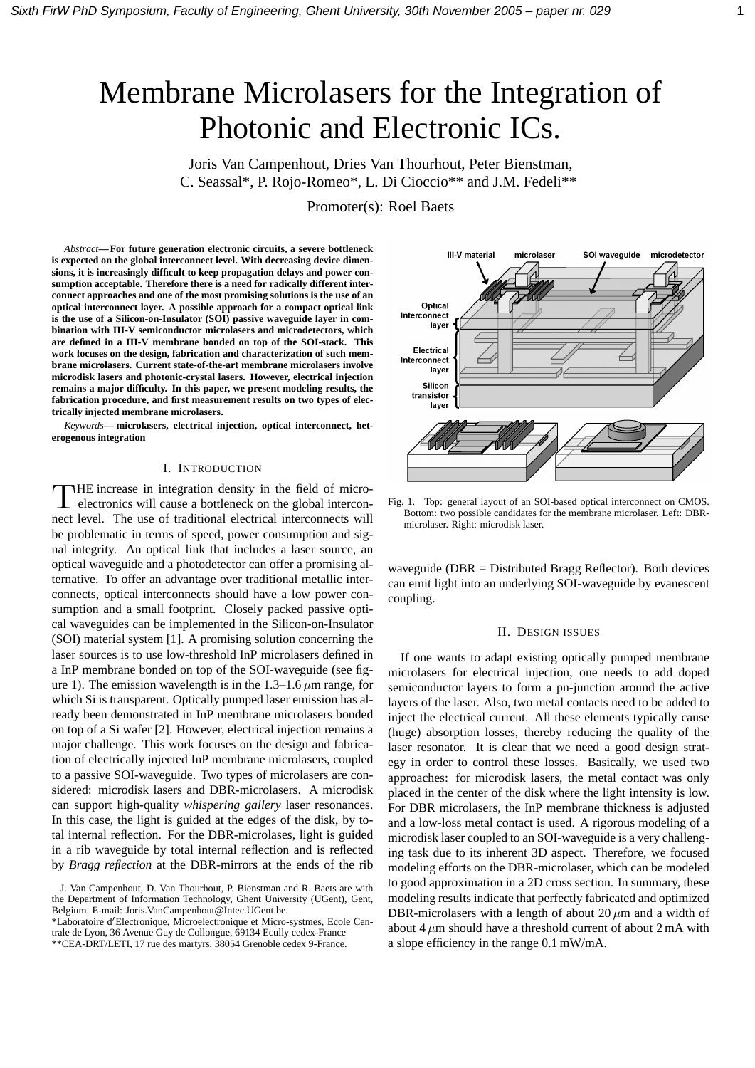# Membrane Microlasers for the Integration of Photonic and Electronic ICs.

Joris Van Campenhout, Dries Van Thourhout, Peter Bienstman,
C. Seassal*, P. Rojo-Romeo*, L. Di Cioccio** and J.M. Fedeli**

Promoter(s): Roel Baets

*Abstract*— **For future generation electronic circuits, a severe bottleneck is expected on the global interconnect level. With decreasing device dimensions, it is increasingly difficult to keep propagation delays and power consumption acceptable. Therefore there is a need for radically different interconnect approaches and one of the most promising solutions is the use of an optical interconnect layer. A possible approach for a compact optical link is the use of a Silicon-on-Insulator (SOI) passive waveguide layer in combination with III-V semiconductor microlasers and microdetectors, which are defined in a III-V membrane bonded on top of the SOI-stack. This work focuses on the design, fabrication and characterization of such membrane microlasers. Current state-of-the-art membrane microlasers involve microdisk lasers and photonic-crystal lasers. However, electrical injection remains a major difficulty. In this paper, we present modeling results, the fabrication procedure, and first measurement results on two types of electrically injected membrane microlasers.**

*Keywords*— **microlasers, electrical injection, optical interconnect, heterogeneous integration**

## I. Introduction

The increase in integration density in the field of micro-electronics will cause a bottleneck on the global interconnect level. The use of traditional electrical interconnects will be problematic in terms of speed, power consumption and signal integrity. An optical link that includes a laser source, an optical waveguide and a photodetector can offer a promising alternative. To offer an advantage over traditional metallic interconnects, optical interconnects should have a low power consumption and a small footprint. Closely packed passive optical waveguides can be implemented in the Silicon-on-Insulator (SOI) material system [1]. A promising solution concerning the laser sources is to use low-threshold InP microlasers defined in a InP membrane bonded on top of the SOI-waveguide (see figure 1). The emission wavelength is in the 1.3–1.6 $\mu$m range, for which Si is transparent. Optically pumped laser emission has already been demonstrated in InP membrane microlasers bonded on top of a Si wafer [2]. However, electrical injection remains a major challenge. This work focuses on the design and fabrication of electrically injected InP membrane microlasers, coupled to a passive SOI-waveguide. Two types of microlasers are considered: microdisk lasers and DBR-microlasers. A microdisk can support high-quality *whispering gallery* laser resonances. In this case, the light is guided at the edges of the disk, by total internal reflection. For the DBR-microlases, light is guided in a rib waveguide by total internal reflection and is reflected by *Bragg reflection* at the DBR-mirrors at the ends of the rib waveguide (DBR = Distributed Bragg Reflector). Both devices can emit light into an underlying SOI-waveguide by evanescent coupling.

J. Van Campenhout, D. Van Thourhout, P. Bienstman and R. Baets are with the Department of Information Technology, Ghent University (UGent), Gent, Belgium. E-mail: Joris.VanCampenhout@Intec.UGent.be.
*Laboratoire d′Electronique, Microelectronique et Micro-systmes, Ecole Centrale de Lyon, 36 Avenue Guy de Collongue, 69134 Ecully cedex-France
**CEA-DRT/LETI, 17 rue des martyrs, 38054 Grenoble cedex 9-France.

Fig. 1. Top: general layout of an SOI-based optical interconnect on CMOS. Bottom: two possible candidates for the membrane microlaser. Left: DBR-microlaser. Right: microdisk laser.

## II. Design issues

If one wants to adapt existing optically pumped membrane microlasers for electrical injection, one needs to add doped semiconductor layers to form a pn-junction around the active layers of the laser. Also, two metal contacts need to be added to inject the electrical current. All these elements typically cause (huge) absorption losses, thereby reducing the quality of the laser resonator. It is clear that we need a good design strategy in order to control these losses. Basically, we used two approaches: for microdisk lasers, the metal contact was only placed in the center of the disk where the light intensity is low. For DBR microlasers, the InP membrane thickness is adjusted and a low-loss metal contact is used. A rigorous modeling of a microdisk laser coupled to an SOI-waveguide is a very challenging task due to its inherent 3D aspect. Therefore, we focused modeling efforts on the DBR-microlaser, which can be modeled to good approximation in a 2D cross section. In summary, these modeling results indicate that perfectly fabricated and optimized DBR-microlasers with a length of about 20 $\mu$m and a width of about 4 $\mu$m should have a threshold current of about 2 mA with a slope efficiency in the range 0.1 mW/mA.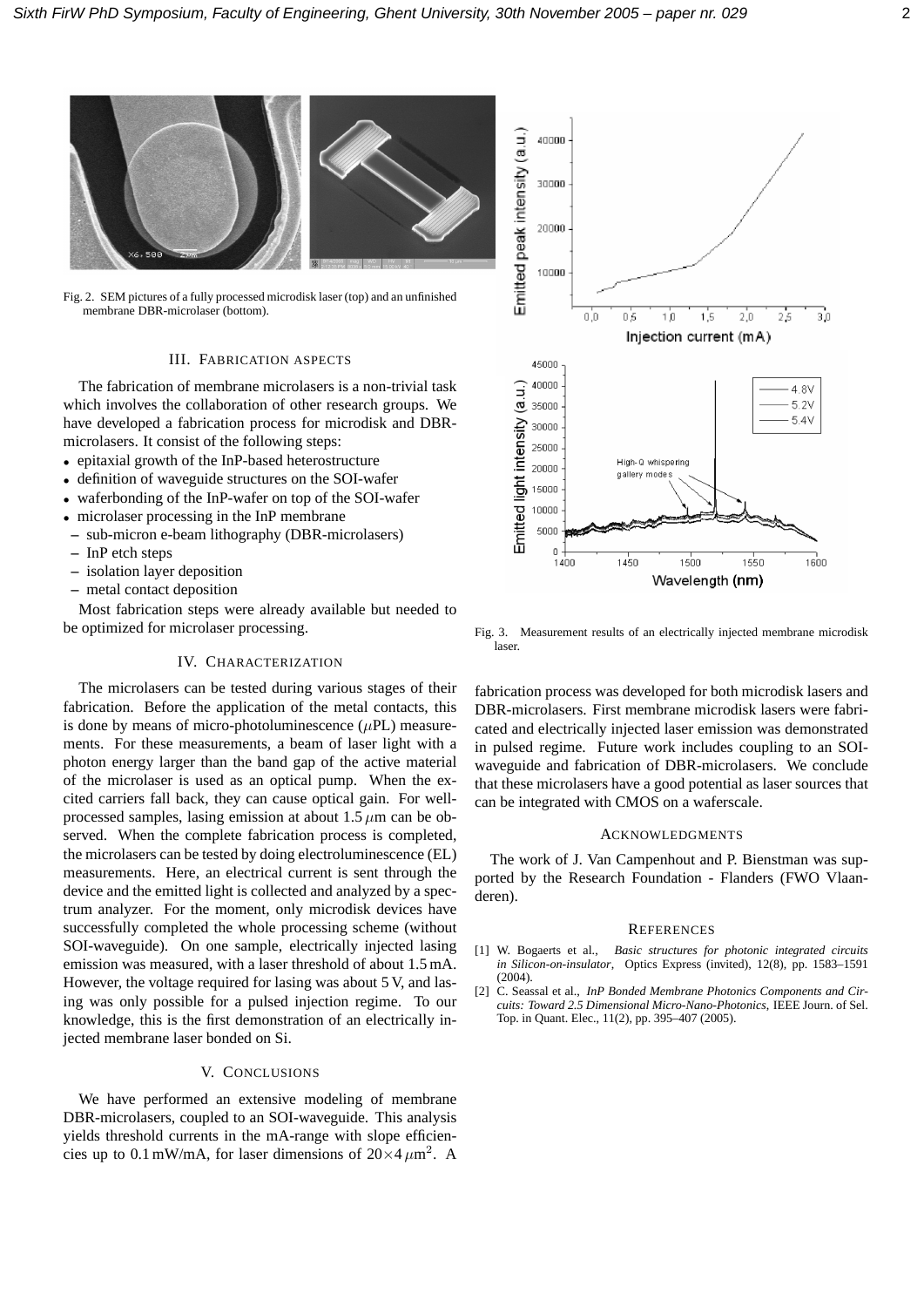Fig. 2. SEM pictures of a fully processed microdisk laser (top) and an unfinished membrane DBR-microlaser (bottom).

## III. Fabrication Aspects

The fabrication of membrane microlasers is a non-trivial task which involves the collaboration of other research groups. We have developed a fabrication process for microdisk and DBR-microlasers. It consist of the following steps:

- epitaxial growth of the InP-based heterostructure
- definition of waveguide structures on the SOI-wafer
- waferbonding of the InP-wafer on top of the SOI-wafer
- microlaser processing in the InP membrane
  - sub-micron e-beam lithography (DBR-microlasers)
  - InP etch steps
  - isolation layer deposition
  - metal contact deposition

Most fabrication steps were already available but needed to be optimized for microlaser processing.

## IV. Characterization

The microlasers can be tested during various stages of their fabrication. Before the application of the metal contacts, this is done by means of micro-photoluminescence ($\mu$PL) measurements. For these measurements, a beam of laser light with a photon energy larger than the band gap of the active material of the microlaser is used as an optical pump. When the excited carriers fall back, they can cause optical gain. For well-processed samples, lasing emission at about 1.5 $\mu$m can be observed. When the complete fabrication process is completed, the microlasers can be tested by doing electroluminescence (EL) measurements. Here, an electrical current is sent through the device and the emitted light is collected and analyzed by a spectrum analyzer. For the moment, only microdisk devices have successfully completed the whole processing scheme (without SOI-waveguide). On one sample, electrically injected lasing emission was measured, with a laser threshold of about 1.5 mA. However, the voltage required for lasing was about 5 V, and lasing was only possible for a pulsed injection regime. To our knowledge, this is the first demonstration of an electrically injected membrane laser bonded on Si.

## V. Conclusions

We have performed an extensive modeling of membrane DBR-microlasers, coupled to an SOI-waveguide. This analysis yields threshold currents in the mA-range with slope efficiencies up to 0.1 mW/mA, for laser dimensions of $20\times4\,\mu\text{m}^2$. A fabrication process was developed for both microdisk lasers and DBR-microlasers. First membrane microdisk lasers were fabricated and electrically injected laser emission was demonstrated in pulsed regime. Future work includes coupling to an SOI-waveguide and fabrication of DBR-microlasers. We conclude that these microlasers have a good potential as laser sources that can be integrated with CMOS on a waferscale.

Emitted peak intensity (a.u.)
40000
30000
20000
10000
0,0 0,5 1,0 1,5 2,0 2,5 3,0
Injection current (mA)

Emitted light intensity (a.u.)
45000 40000 35000 30000 25000 20000 15000 10000 5000 0
1400 1450 1500 1550 1600
Wavelength (nm)
4.8V
5.2V
5.4V
High-Q whispering gallery modes

Fig. 3. Measurement results of an electrically injected membrane microdisk laser.

## Acknowledgments

The work of J. Van Campenhout and P. Bienstman was supported by the Research Foundation - Flanders (FWO Vlaanderen).

## References

[1] W. Bogaerts et al., *Basic structures for photonic integrated circuits in Silicon-on-insulator*, Optics Express (invited), 12(8), pp. 1583–1591 (2004).

[2] C. Seassal et al., *InP Bonded Membrane Photonics Components and Circuits: Toward 2.5 Dimensional Micro-Nano-Photonics*, IEEE Journ. of Sel. Top. in Quant. Elec., 11(2), pp. 395–407 (2005).